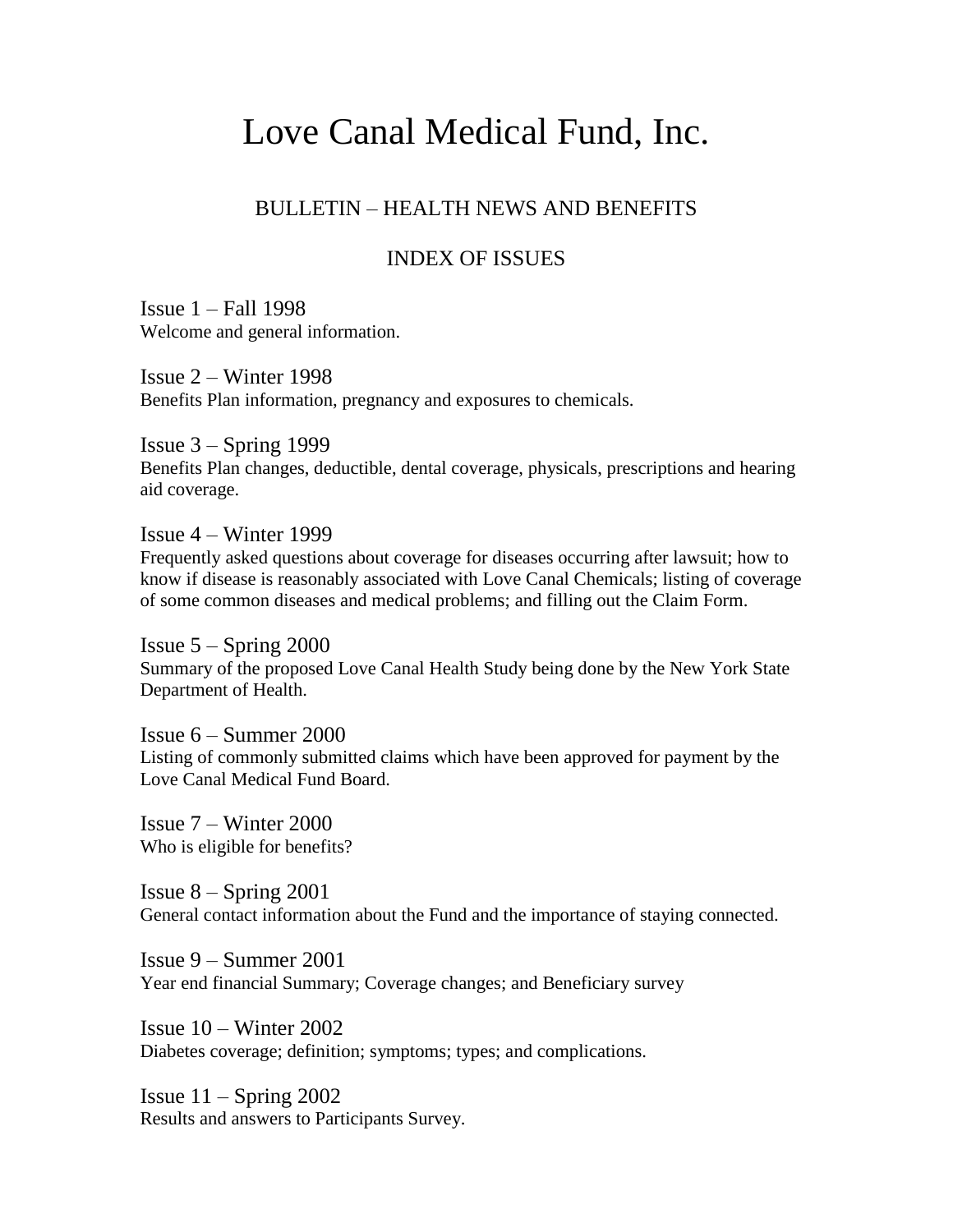# Love Canal Medical Fund, Inc.

## BULLETIN – HEALTH NEWS AND BENEFITS

### INDEX OF ISSUES

Issue 1 – Fall 1998
Welcome and general information.

Issue 2 – Winter 1998
Benefits Plan information, pregnancy and exposures to chemicals.

Issue 3 – Spring 1999
Benefits Plan changes, deductible, dental coverage, physicals, prescriptions and hearing aid coverage.

Issue 4 – Winter 1999
Frequently asked questions about coverage for diseases occurring after lawsuit; how to know if disease is reasonably associated with Love Canal Chemicals; listing of coverage of some common diseases and medical problems; and filling out the Claim Form.

Issue 5 – Spring 2000
Summary of the proposed Love Canal Health Study being done by the New York State Department of Health.

Issue 6 – Summer 2000
Listing of commonly submitted claims which have been approved for payment by the Love Canal Medical Fund Board.

Issue 7 – Winter 2000
Who is eligible for benefits?

Issue 8 – Spring 2001
General contact information about the Fund and the importance of staying connected.

Issue 9 – Summer 2001
Year end financial Summary; Coverage changes; and Beneficiary survey

Issue 10 – Winter 2002
Diabetes coverage; definition; symptoms; types; and complications.

Issue 11 – Spring 2002
Results and answers to Participants Survey.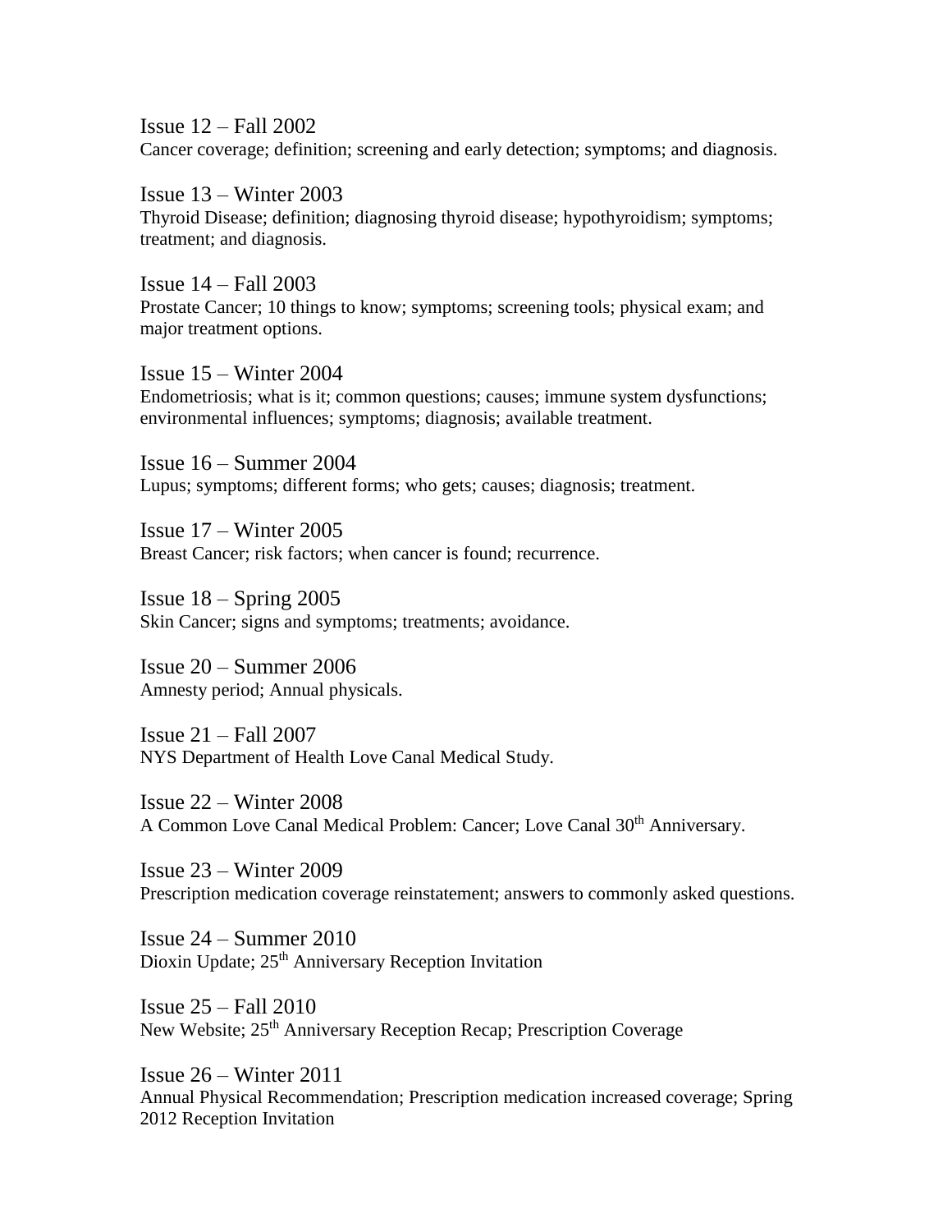Issue 12 – Fall 2002
Cancer coverage; definition; screening and early detection; symptoms; and diagnosis.

Issue 13 – Winter 2003
Thyroid Disease; definition; diagnosing thyroid disease; hypothyroidism; symptoms; treatment; and diagnosis.

Issue 14 – Fall 2003
Prostate Cancer; 10 things to know; symptoms; screening tools; physical exam; and major treatment options.

Issue 15 – Winter 2004
Endometriosis; what is it; common questions; causes; immune system dysfunctions; environmental influences; symptoms; diagnosis; available treatment.

Issue 16 – Summer 2004
Lupus; symptoms; different forms; who gets; causes; diagnosis; treatment.

Issue 17 – Winter 2005
Breast Cancer; risk factors; when cancer is found; recurrence.

Issue 18 – Spring 2005
Skin Cancer; signs and symptoms; treatments; avoidance.

Issue 20 – Summer 2006
Amnesty period; Annual physicals.

Issue 21 – Fall 2007
NYS Department of Health Love Canal Medical Study.

Issue 22 – Winter 2008
A Common Love Canal Medical Problem: Cancer; Love Canal 30th Anniversary.

Issue 23 – Winter 2009
Prescription medication coverage reinstatement; answers to commonly asked questions.

Issue 24 – Summer 2010
Dioxin Update; 25th Anniversary Reception Invitation

Issue 25 – Fall 2010
New Website; 25th Anniversary Reception Recap; Prescription Coverage

Issue 26 – Winter 2011
Annual Physical Recommendation; Prescription medication increased coverage; Spring 2012 Reception Invitation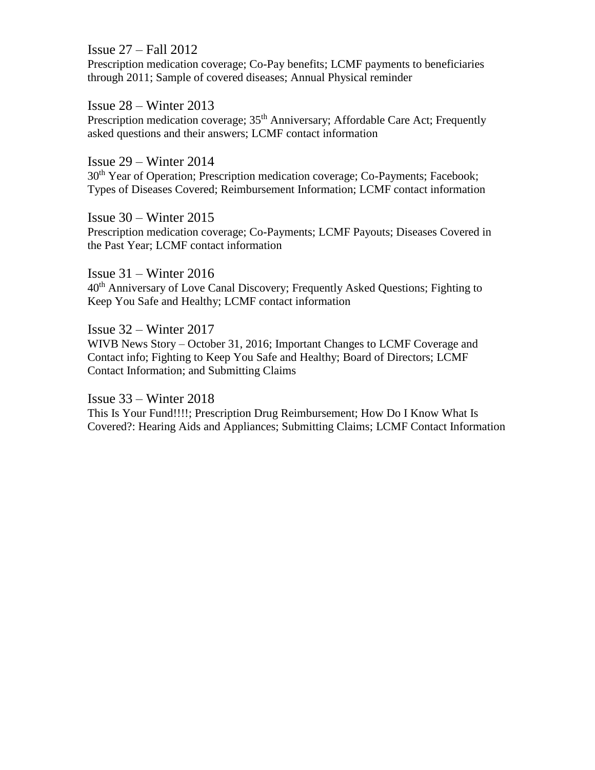Issue 27 – Fall 2012
Prescription medication coverage; Co-Pay benefits; LCMF payments to beneficiaries through 2011; Sample of covered diseases; Annual Physical reminder

Issue 28 – Winter 2013
Prescription medication coverage; 35th Anniversary; Affordable Care Act; Frequently asked questions and their answers; LCMF contact information

Issue 29 – Winter 2014
30th Year of Operation; Prescription medication coverage; Co-Payments; Facebook; Types of Diseases Covered; Reimbursement Information; LCMF contact information

Issue 30 – Winter 2015
Prescription medication coverage; Co-Payments; LCMF Payouts; Diseases Covered in the Past Year; LCMF contact information

Issue 31 – Winter 2016
40th Anniversary of Love Canal Discovery; Frequently Asked Questions; Fighting to Keep You Safe and Healthy; LCMF contact information

Issue 32 – Winter 2017
WIVB News Story – October 31, 2016; Important Changes to LCMF Coverage and Contact info; Fighting to Keep You Safe and Healthy; Board of Directors; LCMF Contact Information; and Submitting Claims

Issue 33 – Winter 2018
This Is Your Fund!!!!; Prescription Drug Reimbursement; How Do I Know What Is Covered?: Hearing Aids and Appliances; Submitting Claims; LCMF Contact Information